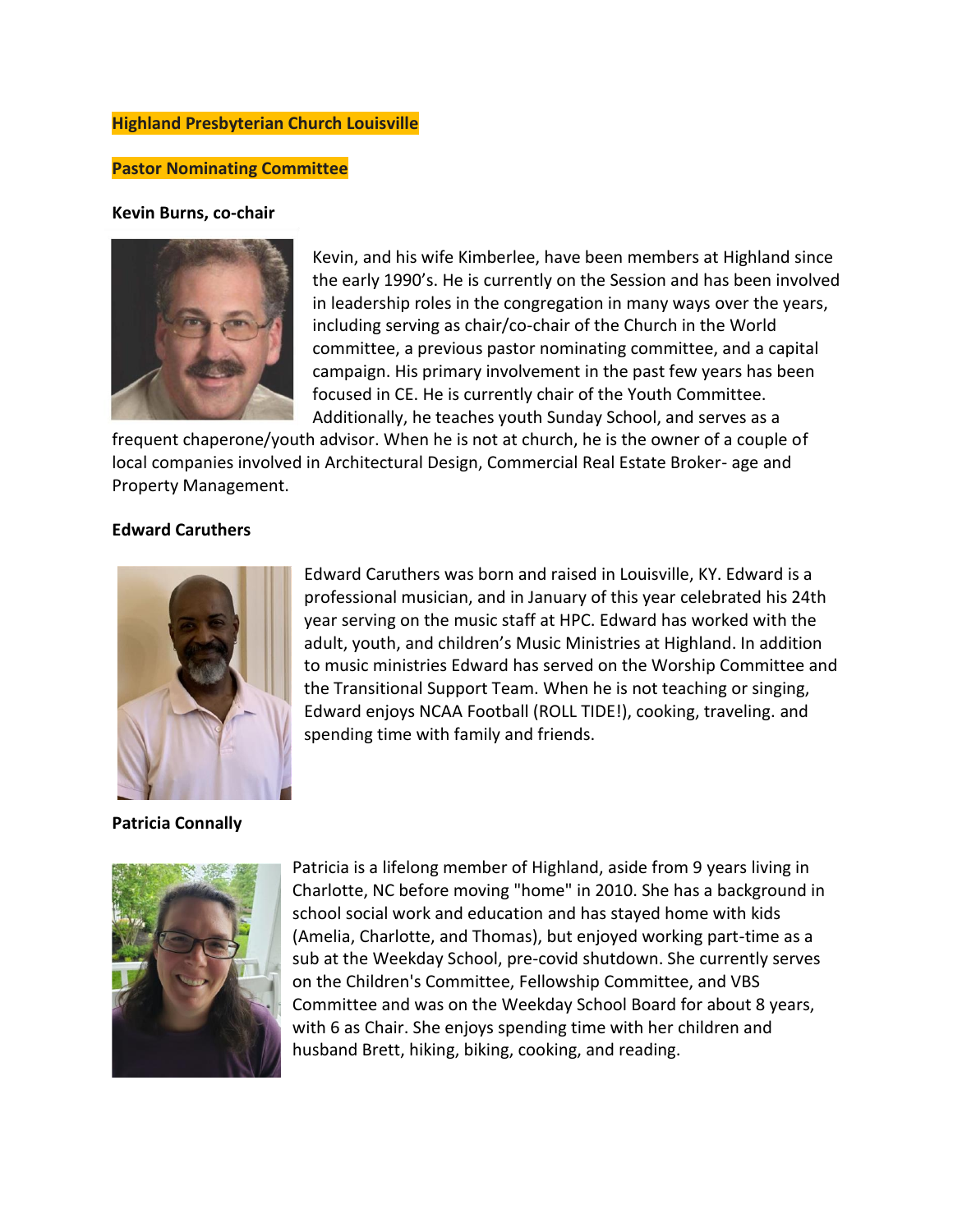**Highland Presbyterian Church Louisville**

**Pastor Nominating Committee**

**Kevin Burns, co-chair**

Kevin, and his wife Kimberlee, have been members at Highland since the early 1990's. He is currently on the Session and has been involved in leadership roles in the congregation in many ways over the years, including serving as chair/co-chair of the Church in the World committee, a previous pastor nominating committee, and a capital campaign. His primary involvement in the past few years has been focused in CE. He is currently chair of the Youth Committee. Additionally, he teaches youth Sunday School, and serves as a frequent chaperone/youth advisor. When he is not at church, he is the owner of a couple of local companies involved in Architectural Design, Commercial Real Estate Broker- age and Property Management.

**Edward Caruthers**

Edward Caruthers was born and raised in Louisville, KY. Edward is a professional musician, and in January of this year celebrated his 24th year serving on the music staff at HPC. Edward has worked with the adult, youth, and children's Music Ministries at Highland. In addition to music ministries Edward has served on the Worship Committee and the Transitional Support Team. When he is not teaching or singing, Edward enjoys NCAA Football (ROLL TIDE!), cooking, traveling. and spending time with family and friends.

**Patricia Connally**

Patricia is a lifelong member of Highland, aside from 9 years living in Charlotte, NC before moving "home" in 2010. She has a background in school social work and education and has stayed home with kids (Amelia, Charlotte, and Thomas), but enjoyed working part-time as a sub at the Weekday School, pre-covid shutdown. She currently serves on the Children's Committee, Fellowship Committee, and VBS Committee and was on the Weekday School Board for about 8 years, with 6 as Chair. She enjoys spending time with her children and husband Brett, hiking, biking, cooking, and reading.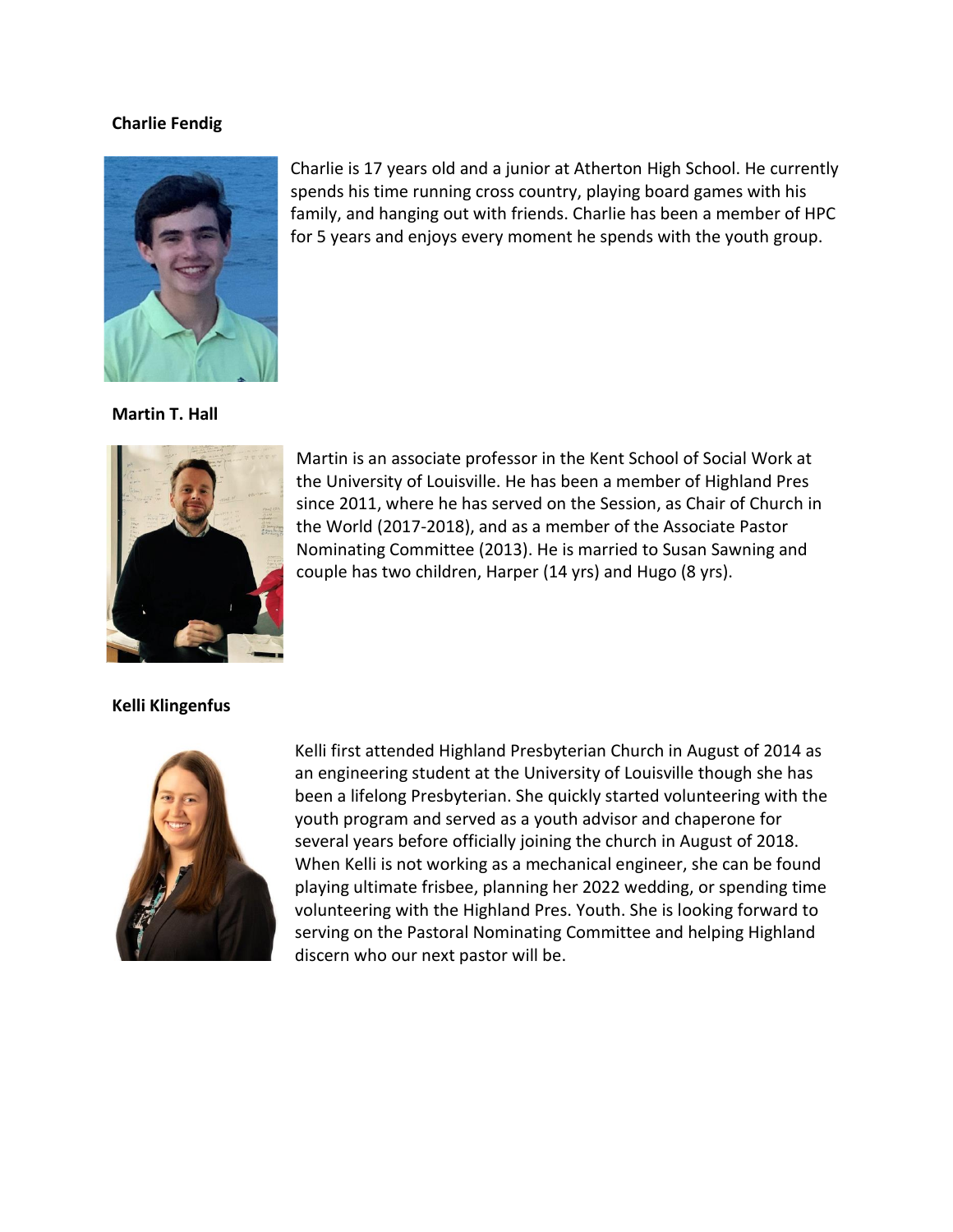**Charlie Fendig**

Charlie is 17 years old and a junior at Atherton High School. He currently spends his time running cross country, playing board games with his family, and hanging out with friends. Charlie has been a member of HPC for 5 years and enjoys every moment he spends with the youth group.

**Martin T. Hall**

Martin is an associate professor in the Kent School of Social Work at the University of Louisville. He has been a member of Highland Pres since 2011, where he has served on the Session, as Chair of Church in the World (2017-2018), and as a member of the Associate Pastor Nominating Committee (2013). He is married to Susan Sawning and couple has two children, Harper (14 yrs) and Hugo (8 yrs).

**Kelli Klingenfus**

Kelli first attended Highland Presbyterian Church in August of 2014 as an engineering student at the University of Louisville though she has been a lifelong Presbyterian. She quickly started volunteering with the youth program and served as a youth advisor and chaperone for several years before officially joining the church in August of 2018. When Kelli is not working as a mechanical engineer, she can be found playing ultimate frisbee, planning her 2022 wedding, or spending time volunteering with the Highland Pres. Youth. She is looking forward to serving on the Pastoral Nominating Committee and helping Highland discern who our next pastor will be.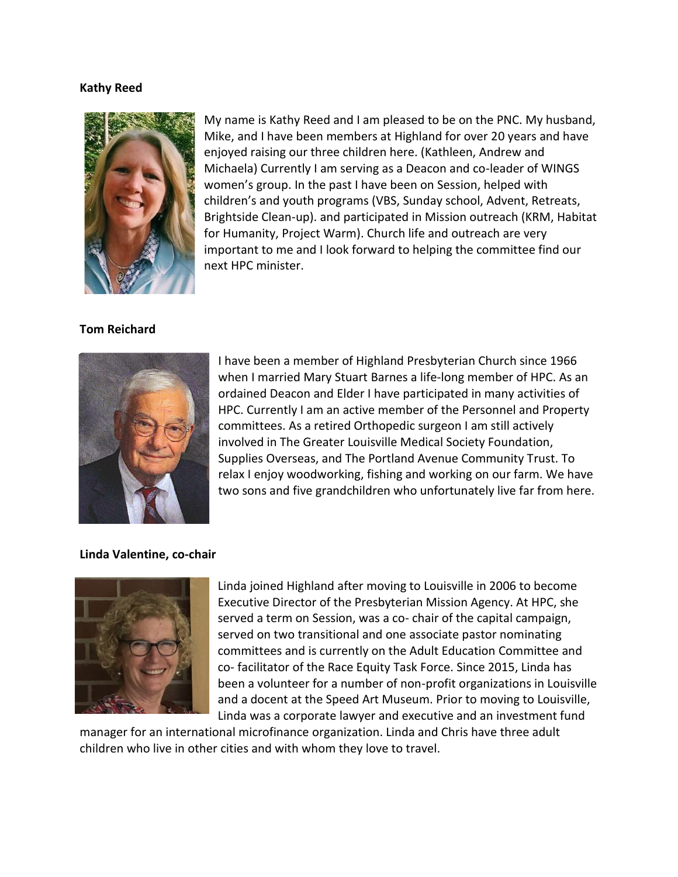**Kathy Reed**

My name is Kathy Reed and I am pleased to be on the PNC. My husband, Mike, and I have been members at Highland for over 20 years and have enjoyed raising our three children here. (Kathleen, Andrew and Michaela) Currently I am serving as a Deacon and co-leader of WINGS women's group. In the past I have been on Session, helped with children's and youth programs (VBS, Sunday school, Advent, Retreats, Brightside Clean-up). and participated in Mission outreach (KRM, Habitat for Humanity, Project Warm). Church life and outreach are very important to me and I look forward to helping the committee find our next HPC minister.

**Tom Reichard**

I have been a member of Highland Presbyterian Church since 1966 when I married Mary Stuart Barnes a life-long member of HPC. As an ordained Deacon and Elder I have participated in many activities of HPC. Currently I am an active member of the Personnel and Property committees. As a retired Orthopedic surgeon I am still actively involved in The Greater Louisville Medical Society Foundation, Supplies Overseas, and The Portland Avenue Community Trust. To relax I enjoy woodworking, fishing and working on our farm. We have two sons and five grandchildren who unfortunately live far from here.

**Linda Valentine, co-chair**

Linda joined Highland after moving to Louisville in 2006 to become Executive Director of the Presbyterian Mission Agency. At HPC, she served a term on Session, was a co- chair of the capital campaign, served on two transitional and one associate pastor nominating committees and is currently on the Adult Education Committee and co- facilitator of the Race Equity Task Force. Since 2015, Linda has been a volunteer for a number of non-profit organizations in Louisville and a docent at the Speed Art Museum. Prior to moving to Louisville, Linda was a corporate lawyer and executive and an investment fund manager for an international microfinance organization. Linda and Chris have three adult children who live in other cities and with whom they love to travel.